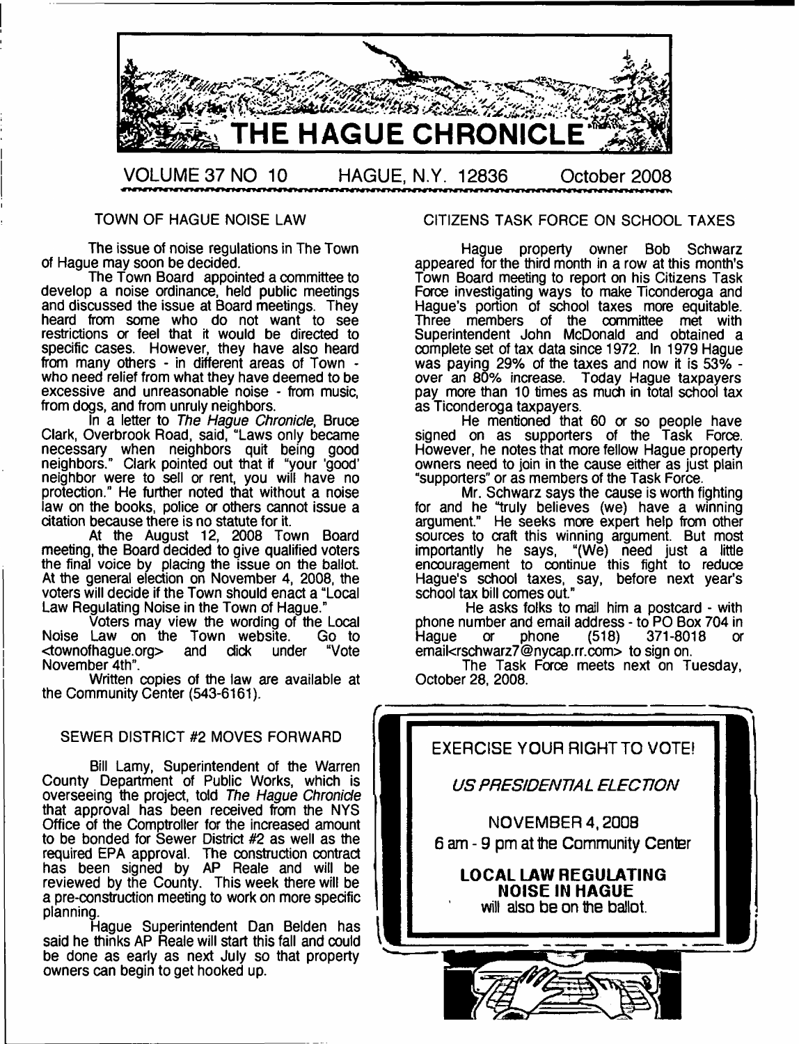# THE HAGUE CHRONICLE

VOLUME 37 NO 10 HAGUE, N.Y. 12836 October 2008

## TOWN OF HAGUE NOISE LAW

The issue of noise regulations in The Town of Hague may soon be decided.

The Town Board appointed a committee to develop a noise ordinance, held public meetings and discussed the issue at Board meetings. They heard from some who do not want to see restrictions or feel that it would be directed to specific cases. However, they have also heard from many others - in different areas of Town - who need relief from what they have deemed to be excessive and unreasonable noise - from music, from dogs, and from unruly neighbors.

In a letter to *The Hague Chronicle*, Bruce Clark, Overbrook Road, said, "Laws only became necessary when neighbors quit being good neighbors." Clark pointed out that if "your 'good' neighbor were to sell or rent, you will have no protection." He further noted that without a noise law on the books, police or others cannot issue a citation because there is no statute for it.

At the August 12, 2008 Town Board meeting, the Board decided to give qualified voters the final voice by placing the issue on the ballot. At the general election on November 4, 2008, the voters will decide if the Town should enact a "Local Law Regulating Noise in the Town of Hague."

Voters may view the wording of the Local Noise Law on the Town website. Go to <townofhague.org> and click under "Vote November 4th".

Written copies of the law are available at the Community Center (543-6161).

## SEWER DISTRICT #2 MOVES FORWARD

Bill Lamy, Superintendent of the Warren County Department of Public Works, which is overseeing the project, told *The Hague Chronicle* that approval has been received from the NYS Office of the Comptroller for the increased amount to be bonded for Sewer District #2 as well as the required EPA approval. The construction contract has been signed by AP Reale and will be reviewed by the County. This week there will be a pre-construction meeting to work on more specific planning.

Hague Superintendent Dan Belden has said he thinks AP Reale will start this fall and could be done as early as next July so that property owners can begin to get hooked up.

## CITIZENS TASK FORCE ON SCHOOL TAXES

Hague property owner Bob Schwarz appeared for the third month in a row at this month's Town Board meeting to report on his Citizens Task Force investigating ways to make Ticonderoga and Hague's portion of school taxes more equitable. Three members of the committee met with Superintendent John McDonald and obtained a complete set of tax data since 1972. In 1979 Hague was paying 29% of the taxes and now it is 53% - over an 80% increase. Today Hague taxpayers pay more than 10 times as much in total school tax as Ticonderoga taxpayers.

He mentioned that 60 or so people have signed on as supporters of the Task Force. However, he notes that more fellow Hague property owners need to join in the cause either as just plain "supporters" or as members of the Task Force.

Mr. Schwarz says the cause is worth fighting for and he "truly believes (we) have a winning argument." He seeks more expert help from other sources to craft this winning argument. But most importantly he says, "(We) need just a little encouragement to continue this fight to reduce Hague's school taxes, say, before next year's school tax bill comes out."

He asks folks to mail him a postcard - with phone number and email address - to PO Box 704 in Hague or phone (518) 371-8018 or email<rschwarz7@nycap.rr.com> to sign on.

The Task Force meets next on Tuesday, October 28, 2008.

---

EXERCISE YOUR RIGHT TO VOTE!

*US PRESIDENTIAL ELECTION*

NOVEMBER 4, 2008

6 am - 9 pm at the Community Center

**LOCAL LAW REGULATING NOISE IN HAGUE**

will also be on the ballot.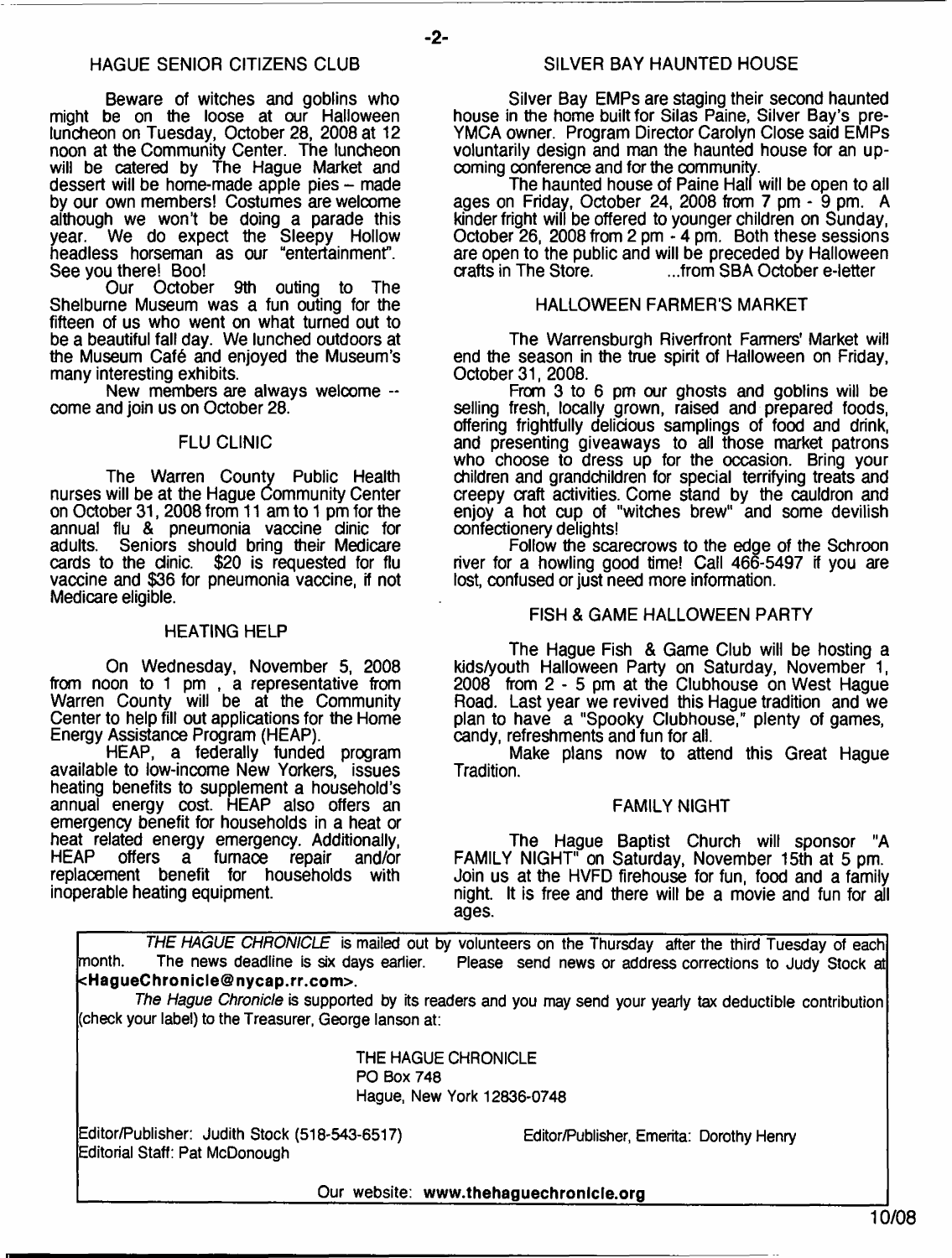## HAGUE SENIOR CITIZENS CLUB

Beware of witches and goblins who might be on the loose at our Halloween luncheon on Tuesday, October 28, 2008 at 12 noon at the Community Center. The luncheon will be catered by The Hague Market and dessert will be home-made apple pies – made by our own members! Costumes are welcome although we won't be doing a parade this year. We do expect the Sleepy Hollow headless horseman as our "entertainment". See you there! Boo!

Our October 9th outing to The Shelburne Museum was a fun outing for the fifteen of us who went on what turned out to be a beautiful fall day. We lunched outdoors at the Museum Café and enjoyed the Museum's many interesting exhibits.

New members are always welcome -- come and join us on October 28.

## FLU CLINIC

The Warren County Public Health nurses will be at the Hague Community Center on October 31, 2008 from 11 am to 1 pm for the annual flu & pneumonia vaccine clinic for adults. Seniors should bring their Medicare cards to the clinic. $20 is requested for flu vaccine and $36 for pneumonia vaccine, if not Medicare eligible.

## HEATING HELP

On Wednesday, November 5, 2008 from noon to 1 pm , a representative from Warren County will be at the Community Center to help fill out applications for the Home Energy Assistance Program (HEAP).

HEAP, a federally funded program available to low-income New Yorkers, issues heating benefits to supplement a household's annual energy cost. HEAP also offers an emergency benefit for households in a heat or heat related energy emergency. Additionally, HEAP offers a furnace repair and/or replacement benefit for households with inoperable heating equipment.

## SILVER BAY HAUNTED HOUSE

Silver Bay EMPs are staging their second haunted house in the home built for Silas Paine, Silver Bay's pre-YMCA owner. Program Director Carolyn Close said EMPs voluntarily design and man the haunted house for an upcoming conference and for the community.

The haunted house of Paine Hall will be open to all ages on Friday, October 24, 2008 from 7 pm - 9 pm. A kinder fright will be offered to younger children on Sunday, October 26, 2008 from 2 pm - 4 pm. Both these sessions are open to the public and will be preceded by Halloween crafts in The Store. ...from SBA October e-letter

## HALLOWEEN FARMER'S MARKET

The Warrensburgh Riverfront Farmers' Market will end the season in the true spirit of Halloween on Friday, October 31, 2008.

From 3 to 6 pm our ghosts and goblins will be selling fresh, locally grown, raised and prepared foods, offering frightfully delicious samplings of food and drink, and presenting giveaways to all those market patrons who choose to dress up for the occasion. Bring your children and grandchildren for special terrifying treats and creepy craft activities. Come stand by the cauldron and enjoy a hot cup of "witches brew" and some devilish confectionery delights!

Follow the scarecrows to the edge of the Schroon river for a howling good time! Call 466-5497 if you are lost, confused or just need more information.

## FISH & GAME HALLOWEEN PARTY

The Hague Fish & Game Club will be hosting a kids/youth Halloween Party on Saturday, November 1, 2008 from 2 - 5 pm at the Clubhouse on West Hague Road. Last year we revived this Hague tradition and we plan to have a "Spooky Clubhouse," plenty of games, candy, refreshments and fun for all.

Make plans now to attend this Great Hague Tradition.

## FAMILY NIGHT

The Hague Baptist Church will sponsor "A FAMILY NIGHT" on Saturday, November 15th at 5 pm. Join us at the HVFD firehouse for fun, food and a family night. It is free and there will be a movie and fun for all ages.

---

*THE HAGUE CHRONICLE* is mailed out by volunteers on the Thursday after the third Tuesday of each month. The news deadline is six days earlier. Please send news or address corrections to Judy Stock at <**HagueChronicle@nycap.rr.com**>.

*The Hague Chronicle* is supported by its readers and you may send your yearly tax deductible contribution (check your label) to the Treasurer, George Ianson at:

THE HAGUE CHRONICLE
PO Box 748
Hague, New York 12836-0748

Editor/Publisher: Judith Stock (518-543-6517)
Editorial Staff: Pat McDonough

Editor/Publisher, Emerita: Dorothy Henry

Our website: **www.thehaguechronicle.org**

10/08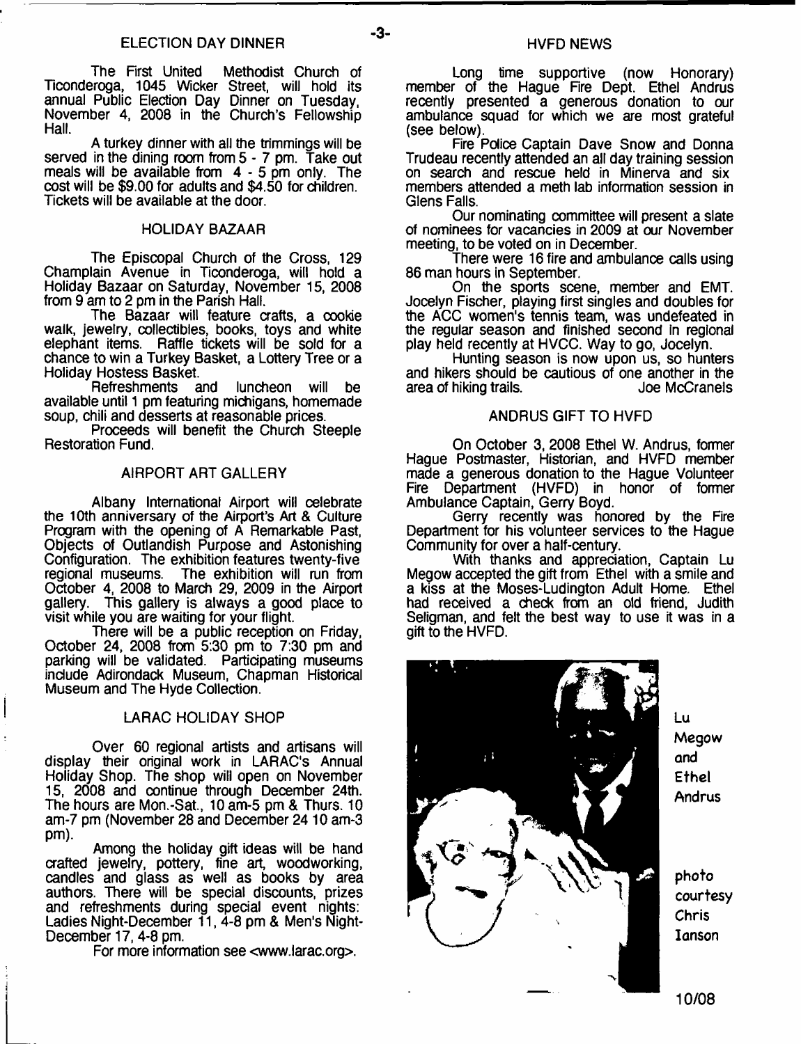## ELECTION DAY DINNER

The First United Methodist Church of Ticonderoga, 1045 Wicker Street, will hold its annual Public Election Day Dinner on Tuesday, November 4, 2008 in the Church's Fellowship Hall.

A turkey dinner with all the trimmings will be served in the dining room from 5 - 7 pm. Take out meals will be available from 4 - 5 pm only. The cost will be $9.00 for adults and $4.50 for children. Tickets will be available at the door.

## HOLIDAY BAZAAR

The Episcopal Church of the Cross, 129 Champlain Avenue in Ticonderoga, will hold a Holiday Bazaar on Saturday, November 15, 2008 from 9 am to 2 pm in the Parish Hall.

The Bazaar will feature crafts, a cookie walk, jewelry, collectibles, books, toys and white elephant items. Raffle tickets will be sold for a chance to win a Turkey Basket, a Lottery Tree or a Holiday Hostess Basket.

Refreshments and luncheon will be available until 1 pm featuring michigans, homemade soup, chili and desserts at reasonable prices.

Proceeds will benefit the Church Steeple Restoration Fund.

## AIRPORT ART GALLERY

Albany International Airport will celebrate the 10th anniversary of the Airport's Art & Culture Program with the opening of A Remarkable Past, Objects of Outlandish Purpose and Astonishing Configuration. The exhibition features twenty-five regional museums. The exhibition will run from October 4, 2008 to March 29, 2009 in the Airport gallery. This gallery is always a good place to visit while you are waiting for your flight.

There will be a public reception on Friday, October 24, 2008 from 5:30 pm to 7:30 pm and parking will be validated. Participating museums include Adirondack Museum, Chapman Historical Museum and The Hyde Collection.

## LARAC HOLIDAY SHOP

Over 60 regional artists and artisans will display their original work in LARAC's Annual Holiday Shop. The shop will open on November 15, 2008 and continue through December 24th. The hours are Mon.-Sat., 10 am-5 pm & Thurs. 10 am-7 pm (November 28 and December 24 10 am-3 pm).

Among the holiday gift ideas will be hand crafted jewelry, pottery, fine art, woodworking, candles and glass as well as books by area authors. There will be special discounts, prizes and refreshments during special event nights: Ladies Night-December 11, 4-8 pm & Men's Night-December 17, 4-8 pm.

For more information see <www.larac.org>.

## HVFD NEWS

Long time supportive (now Honorary) member of the Hague Fire Dept. Ethel Andrus recently presented a generous donation to our ambulance squad for which we are most grateful (see below).

Fire Police Captain Dave Snow and Donna Trudeau recently attended an all day training session on search and rescue held in Minerva and six members attended a meth lab information session in Glens Falls.

Our nominating committee will present a slate of nominees for vacancies in 2009 at our November meeting, to be voted on in December.

There were 16 fire and ambulance calls using 86 man hours in September.

On the sports scene, member and EMT. Jocelyn Fischer, playing first singles and doubles for the ACC women's tennis team, was undefeated in the regular season and finished second in regional play held recently at HVCC. Way to go, Jocelyn.

Hunting season is now upon us, so hunters and hikers should be cautious of one another in the area of hiking trails. Joe McCranels

## ANDRUS GIFT TO HVFD

On October 3, 2008 Ethel W. Andrus, former Hague Postmaster, Historian, and HVFD member made a generous donation to the Hague Volunteer Fire Department (HVFD) in honor of former Ambulance Captain, Gerry Boyd.

Gerry recently was honored by the Fire Department for his volunteer services to the Hague Community for over a half-century.

With thanks and appreciation, Captain Lu Megow accepted the gift from Ethel with a smile and a kiss at the Moses-Ludington Adult Home. Ethel had received a check from an old friend, Judith Seligman, and felt the best way to use it was in a gift to the HVFD.

Lu Megow and Ethel Andrus

photo courtesy Chris Ianson

10/08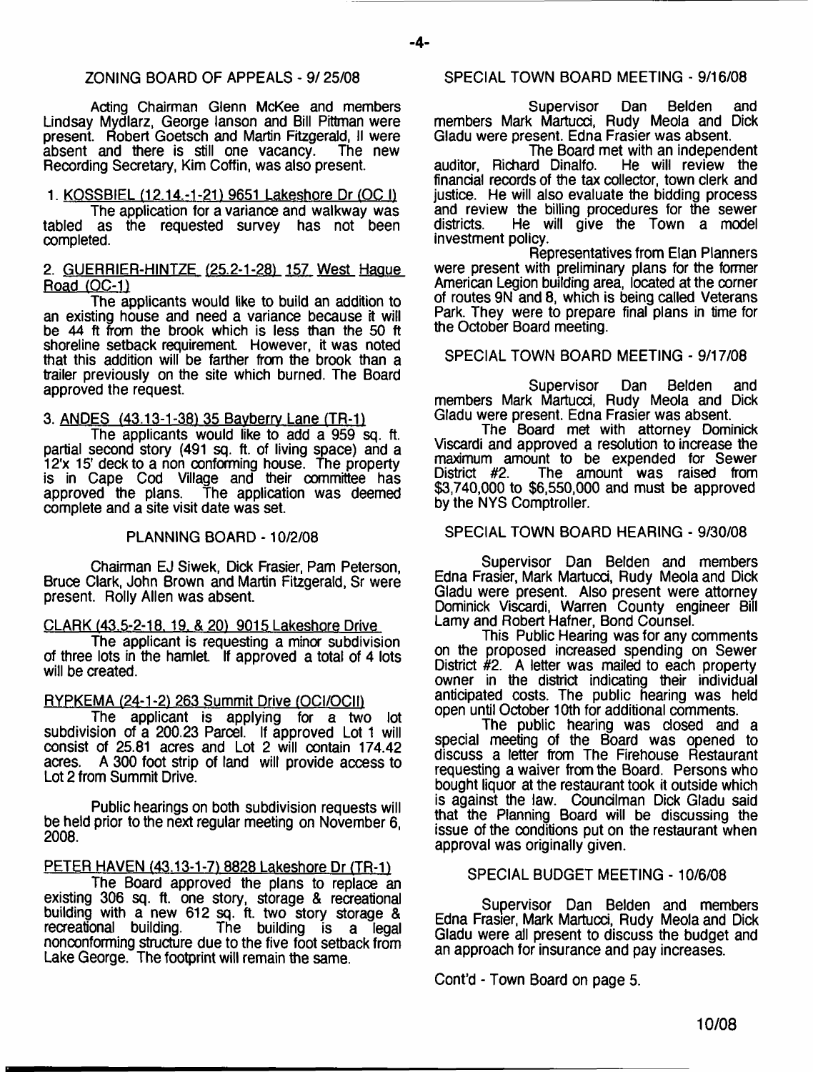## ZONING BOARD OF APPEALS - 9/25/08

Acting Chairman Glenn McKee and members Lindsay Mydlarz, George Ianson and Bill Pittman were present. Robert Goetsch and Martin Fitzgerald, II were absent and there is still one vacancy. The new Recording Secretary, Kim Coffin, was also present.

1. KOSSBIEL (12.14.-1-21) 9651 Lakeshore Dr (OC I)

The application for a variance and walkway was tabled as the requested survey has not been completed.

2. GUERRIER-HINTZE (25.2-1-28) 157 West Hague Road (OC-1)

The applicants would like to build an addition to an existing house and need a variance because it will be 44 ft from the brook which is less than the 50 ft shoreline setback requirement. However, it was noted that this addition will be farther from the brook than a trailer previously on the site which burned. The Board approved the request.

3. ANDES (43.13-1-38) 35 Bayberry Lane (TR-1)

The applicants would like to add a 959 sq. ft. partial second story (491 sq. ft. of living space) and a 12'x 15' deck to a non conforming house. The property is in Cape Cod Village and their committee has approved the plans. The application was deemed complete and a site visit date was set.

## PLANNING BOARD - 10/2/08

Chairman EJ Siwek, Dick Frasier, Pam Peterson, Bruce Clark, John Brown and Martin Fitzgerald, Sr were present. Rolly Allen was absent.

CLARK (43.5-2-18, 19, & 20) 9015 Lakeshore Drive

The applicant is requesting a minor subdivision of three lots in the hamlet. If approved a total of 4 lots will be created.

RYPKEMA (24-1-2) 263 Summit Drive (OCI/OCII)

The applicant is applying for a two lot subdivision of a 200.23 Parcel. If approved Lot 1 will consist of 25.81 acres and Lot 2 will contain 174.42 acres. A 300 foot strip of land will provide access to Lot 2 from Summit Drive.

Public hearings on both subdivision requests will be held prior to the next regular meeting on November 6, 2008.

PETER HAVEN (43.13-1-7) 8828 Lakeshore Dr (TR-1)

The Board approved the plans to replace an existing 306 sq. ft. one story, storage & recreational building with a new 612 sq. ft. two story storage & recreational building. The building is a legal nonconforming structure due to the five foot setback from Lake George. The footprint will remain the same.

## SPECIAL TOWN BOARD MEETING - 9/16/08

Supervisor Dan Belden and members Mark Martucci, Rudy Meola and Dick Gladu were present. Edna Frasier was absent.

The Board met with an independent auditor, Richard Dinalfo. He will review the financial records of the tax collector, town clerk and justice. He will also evaluate the bidding process and review the billing procedures for the sewer districts. He will give the Town a model investment policy.

Representatives from Elan Planners were present with preliminary plans for the former American Legion building area, located at the corner of routes 9N and 8, which is being called Veterans Park. They were to prepare final plans in time for the October Board meeting.

## SPECIAL TOWN BOARD MEETING - 9/17/08

Supervisor Dan Belden and members Mark Martucci, Rudy Meola and Dick Gladu were present. Edna Frasier was absent.

The Board met with attorney Dominick Viscardi and approved a resolution to increase the maximum amount to be expended for Sewer District #2. The amount was raised from $3,740,000 to $6,550,000 and must be approved by the NYS Comptroller.

## SPECIAL TOWN BOARD HEARING - 9/30/08

Supervisor Dan Belden and members Edna Frasier, Mark Martucci, Rudy Meola and Dick Gladu were present. Also present were attorney Dominick Viscardi, Warren County engineer Bill Lamy and Robert Hafner, Bond Counsel.

This Public Hearing was for any comments on the proposed increased spending on Sewer District #2. A letter was mailed to each property owner in the district indicating their individual anticipated costs. The public hearing was held open until October 10th for additional comments.

The public hearing was closed and a special meeting of the Board was opened to discuss a letter from The Firehouse Restaurant requesting a waiver from the Board. Persons who bought liquor at the restaurant took it outside which is against the law. Councilman Dick Gladu said that the Planning Board will be discussing the issue of the conditions put on the restaurant when approval was originally given.

## SPECIAL BUDGET MEETING - 10/6/08

Supervisor Dan Belden and members Edna Frasier, Mark Martucci, Rudy Meola and Dick Gladu were all present to discuss the budget and an approach for insurance and pay increases.

Cont'd - Town Board on page 5.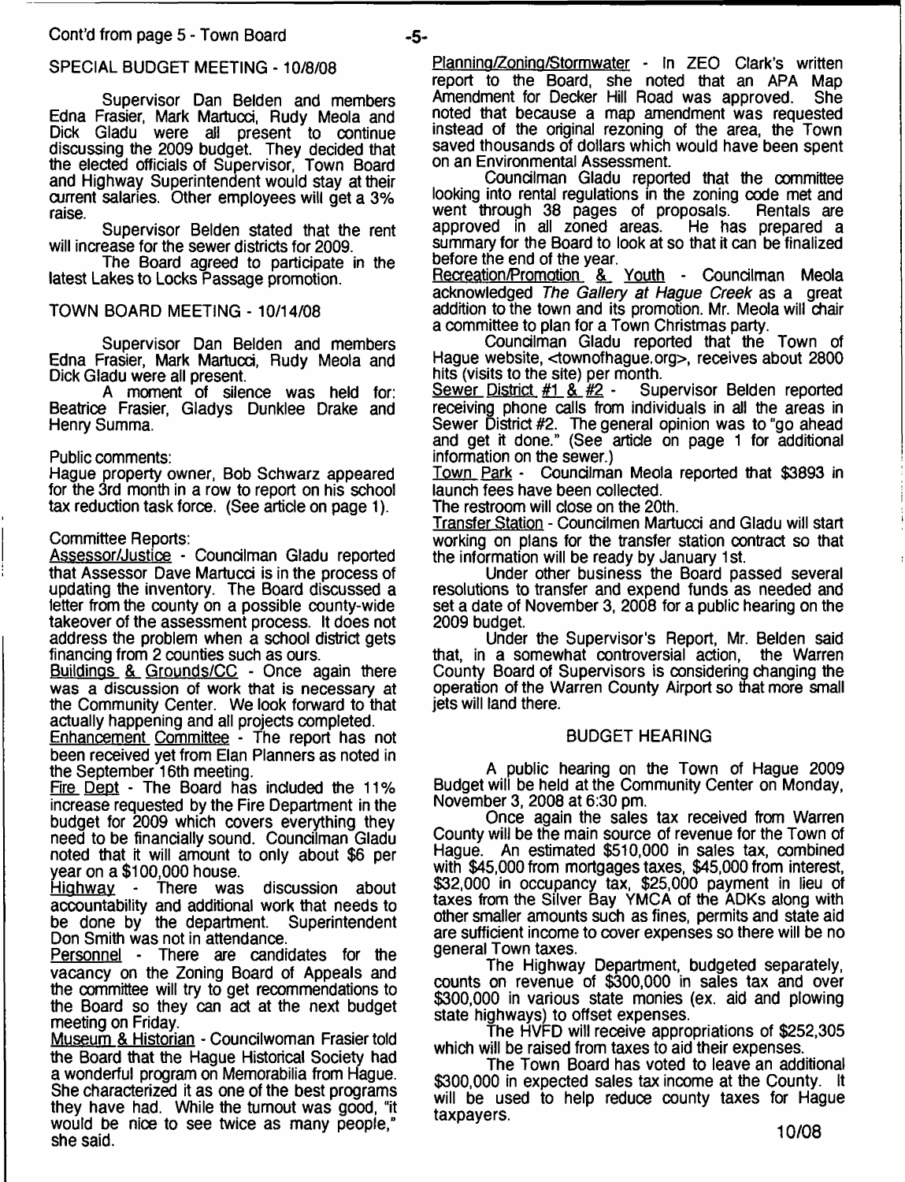Cont'd from page 5 - Town Board

## SPECIAL BUDGET MEETING - 10/8/08

Supervisor Dan Belden and members Edna Frasier, Mark Martucci, Rudy Meola and Dick Gladu were all present to continue discussing the 2009 budget. They decided that the elected officials of Supervisor, Town Board and Highway Superintendent would stay at their current salaries. Other employees will get a 3% raise.

Supervisor Belden stated that the rent will increase for the sewer districts for 2009.

The Board agreed to participate in the latest Lakes to Locks Passage promotion.

## TOWN BOARD MEETING - 10/14/08

Supervisor Dan Belden and members Edna Frasier, Mark Martucci, Rudy Meola and Dick Gladu were all present.

A moment of silence was held for: Beatrice Frasier, Gladys Dunklee Drake and Henry Summa.

Public comments:
Hague property owner, Bob Schwarz appeared for the 3rd month in a row to report on his school tax reduction task force. (See article on page 1).

Committee Reports:
Assessor/Justice - Councilman Gladu reported that Assessor Dave Martucci is in the process of updating the inventory. The Board discussed a letter from the county on a possible county-wide takeover of the assessment process. It does not address the problem when a school district gets financing from 2 counties such as ours.

Buildings & Grounds/CC - Once again there was a discussion of work that is necessary at the Community Center. We look forward to that actually happening and all projects completed.

Enhancement Committee - The report has not been received yet from Elan Planners as noted in the September 16th meeting.

Fire Dept - The Board has included the 11% increase requested by the Fire Department in the budget for 2009 which covers everything they need to be financially sound. Councilman Gladu noted that it will amount to only about $6 per year on a $100,000 house.

Highway - There was discussion about accountability and additional work that needs to be done by the department. Superintendent Don Smith was not in attendance.

Personnel - There are candidates for the vacancy on the Zoning Board of Appeals and the committee will try to get recommendations to the Board so they can act at the next budget meeting on Friday.

Museum & Historian - Councilwoman Frasier told the Board that the Hague Historical Society had a wonderful program on Memorabilia from Hague. She characterized it as one of the best programs they have had. While the turnout was good, "it would be nice to see twice as many people," she said.

Planning/Zoning/Stormwater - In ZEO Clark's written report to the Board, she noted that an APA Map Amendment for Decker Hill Road was approved. She noted that because a map amendment was requested instead of the original rezoning of the area, the Town saved thousands of dollars which would have been spent on an Environmental Assessment.

Councilman Gladu reported that the committee looking into rental regulations in the zoning code met and went through 38 pages of proposals. Rentals are approved in all zoned areas. He has prepared a summary for the Board to look at so that it can be finalized before the end of the year.

Recreation/Promotion & Youth - Councilman Meola acknowledged *The Gallery at Hague Creek* as a great addition to the town and its promotion. Mr. Meola will chair a committee to plan for a Town Christmas party.

Councilman Gladu reported that the Town of Hague website, <townofhague.org>, receives about 2800 hits (visits to the site) per month.

Sewer District #1 & #2 - Supervisor Belden reported receiving phone calls from individuals in all the areas in Sewer District #2. The general opinion was to "go ahead and get it done." (See article on page 1 for additional information on the sewer.)

Town Park - Councilman Meola reported that $3893 in launch fees have been collected.
The restroom will close on the 20th.

Transfer Station - Councilmen Martucci and Gladu will start working on plans for the transfer station contract so that the information will be ready by January 1st.

Under other business the Board passed several resolutions to transfer and expend funds as needed and set a date of November 3, 2008 for a public hearing on the 2009 budget.

Under the Supervisor's Report, Mr. Belden said that, in a somewhat controversial action, the Warren County Board of Supervisors is considering changing the operation of the Warren County Airport so that more small jets will land there.

## BUDGET HEARING

A public hearing on the Town of Hague 2009 Budget will be held at the Community Center on Monday, November 3, 2008 at 6:30 pm.

Once again the sales tax received from Warren County will be the main source of revenue for the Town of Hague. An estimated $510,000 in sales tax, combined with $45,000 from mortgages taxes, $45,000 from interest, $32,000 in occupancy tax, $25,000 payment in lieu of taxes from the Silver Bay YMCA of the ADKs along with other smaller amounts such as fines, permits and state aid are sufficient income to cover expenses so there will be no general Town taxes.

The Highway Department, budgeted separately, counts on revenue of $300,000 in sales tax and over $300,000 in various state monies (ex. aid and plowing state highways) to offset expenses.

The HVFD will receive appropriations of $252,305 which will be raised from taxes to aid their expenses.

The Town Board has voted to leave an additional $300,000 in expected sales tax income at the County. It will be used to help reduce county taxes for Hague taxpayers.

10/08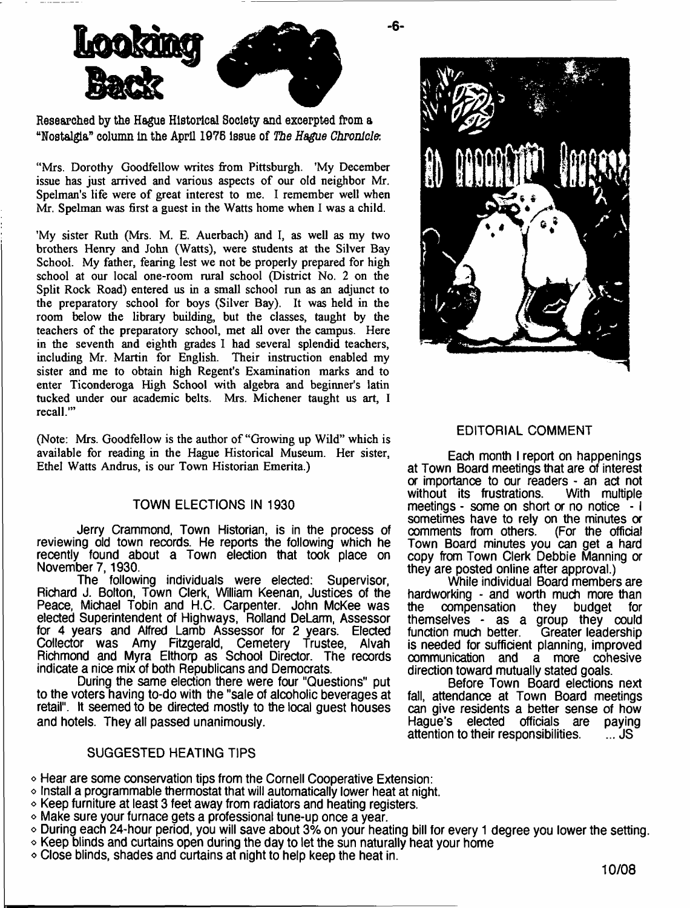# Looking Back

Researched by the Hague Historical Society and excerpted from a "Nostalgia" column in the April 1976 issue of *The Hague Chronicle*:

"Mrs. Dorothy Goodfellow writes from Pittsburgh. 'My December issue has just arrived and various aspects of our old neighbor Mr. Spelman's life were of great interest to me. I remember well when Mr. Spelman was first a guest in the Watts home when I was a child.

'My sister Ruth (Mrs. M. E. Auerbach) and I, as well as my two brothers Henry and John (Watts), were students at the Silver Bay School. My father, fearing lest we not be properly prepared for high school at our local one-room rural school (District No. 2 on the Split Rock Road) entered us in a small school run as an adjunct to the preparatory school for boys (Silver Bay). It was held in the room below the library building, but the classes, taught by the teachers of the preparatory school, met all over the campus. Here in the seventh and eighth grades I had several splendid teachers, including Mr. Martin for English. Their instruction enabled my sister and me to obtain high Regent's Examination marks and to enter Ticonderoga High School with algebra and beginner's latin tucked under our academic belts. Mrs. Michener taught us art, I recall.'"

(Note: Mrs. Goodfellow is the author of "Growing up Wild" which is available for reading in the Hague Historical Museum. Her sister, Ethel Watts Andrus, is our Town Historian Emerita.)

## TOWN ELECTIONS IN 1930

Jerry Crammond, Town Historian, is in the process of reviewing old town records. He reports the following which he recently found about a Town election that took place on November 7, 1930.

The following individuals were elected: Supervisor, Richard J. Bolton, Town Clerk, William Keenan, Justices of the Peace, Michael Tobin and H.C. Carpenter. John McKee was elected Superintendent of Highways, Rolland DeLarm, Assessor for 4 years and Alfred Lamb Assessor for 2 years. Elected Collector was Amy Fitzgerald, Cemetery Trustee, Alvah Richmond and Myra Elthorp as School Director. The records indicate a nice mix of both Republicans and Democrats.

During the same election there were four "Questions" put to the voters having to-do with the "sale of alcoholic beverages at retail". It seemed to be directed mostly to the local guest houses and hotels. They all passed unanimously.

## EDITORIAL COMMENT

Each month I report on happenings at Town Board meetings that are of interest or importance to our readers - an act not without its frustrations. With multiple meetings - some on short or no notice - I sometimes have to rely on the minutes or comments from others. (For the official Town Board minutes you can get a hard copy from Town Clerk Debbie Manning or they are posted online after approval.)

While individual Board members are hardworking - and worth much more than the compensation they budget for themselves - as a group they could function much better. Greater leadership is needed for sufficient planning, improved communication and a more cohesive direction toward mutually stated goals.

Before Town Board elections next fall, attendance at Town Board meetings can give residents a better sense of how Hague's elected officials are paying attention to their responsibilities. ... JS

## SUGGESTED HEATING TIPS

- Hear are some conservation tips from the Cornell Cooperative Extension:
- Install a programmable thermostat that will automatically lower heat at night.
- Keep furniture at least 3 feet away from radiators and heating registers.
- Make sure your furnace gets a professional tune-up once a year.
- During each 24-hour period, you will save about 3% on your heating bill for every 1 degree you lower the setting.
- Keep blinds and curtains open during the day to let the sun naturally heat your home
- Close blinds, shades and curtains at night to help keep the heat in.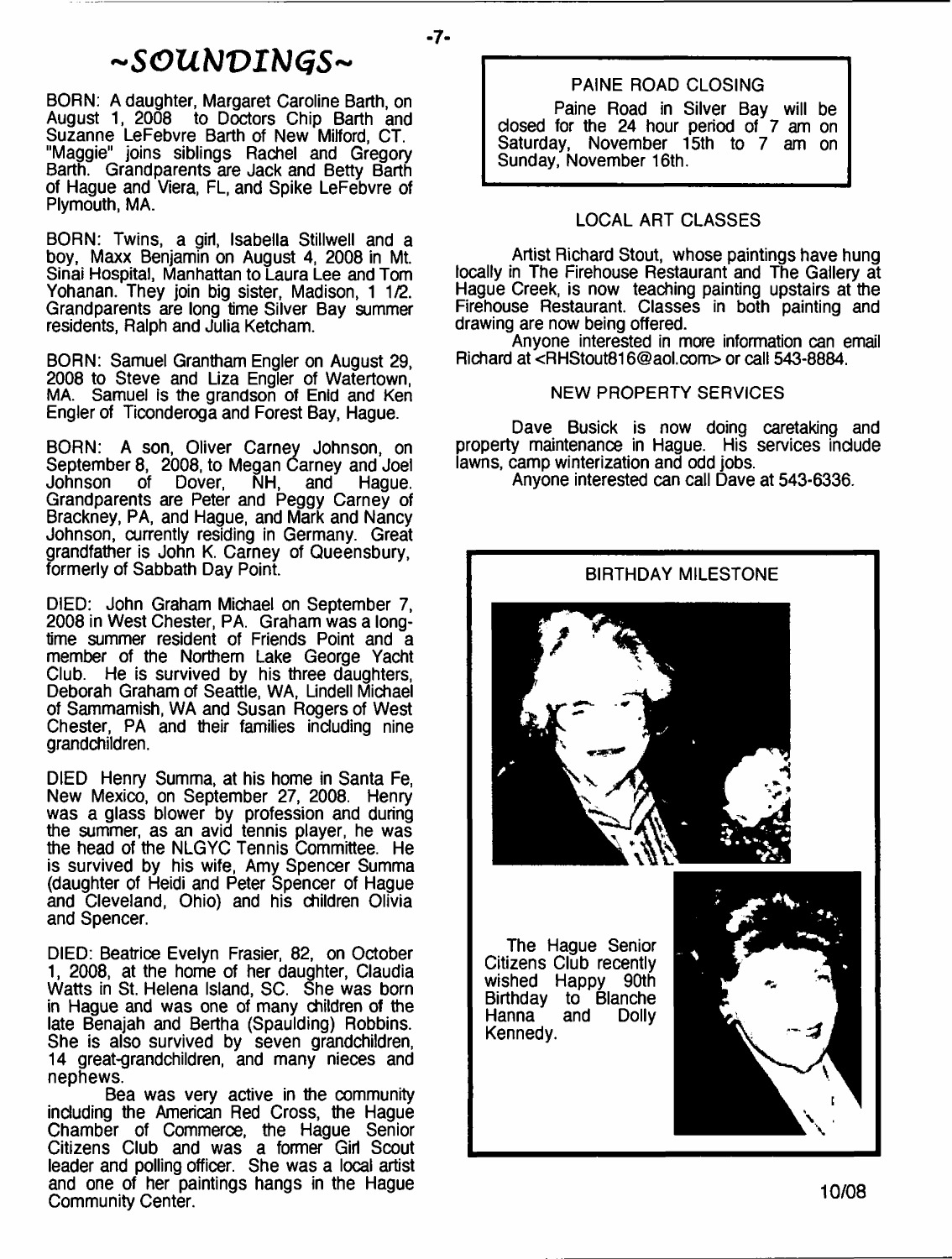# ~SOUNDINGS~

BORN: A daughter, Margaret Caroline Barth, on August 1, 2008 to Doctors Chip Barth and Suzanne LeFebvre Barth of New Milford, CT. "Maggie" joins siblings Rachel and Gregory Barth. Grandparents are Jack and Betty Barth of Hague and Viera, FL, and Spike LeFebvre of Plymouth, MA.

BORN: Twins, a girl, Isabella Stillwell and a boy, Maxx Benjamin on August 4, 2008 in Mt. Sinai Hospital, Manhattan to Laura Lee and Tom Yohanan. They join big sister, Madison, 1 1/2. Grandparents are long time Silver Bay summer residents, Ralph and Julia Ketcham.

BORN: Samuel Grantham Engler on August 29, 2008 to Steve and Liza Engler of Watertown, MA. Samuel is the grandson of Enid and Ken Engler of Ticonderoga and Forest Bay, Hague.

BORN: A son, Oliver Carney Johnson, on September 8, 2008, to Megan Carney and Joel Johnson of Dover, NH, and Hague. Grandparents are Peter and Peggy Carney of Brackney, PA, and Hague, and Mark and Nancy Johnson, currently residing in Germany. Great grandfather is John K. Carney of Queensbury, formerly of Sabbath Day Point.

DIED: John Graham Michael on September 7, 2008 in West Chester, PA. Graham was a long-time summer resident of Friends Point and a member of the Northern Lake George Yacht Club. He is survived by his three daughters, Deborah Graham of Seattle, WA, Lindell Michael of Sammamish, WA and Susan Rogers of West Chester, PA and their families including nine grandchildren.

DIED Henry Summa, at his home in Santa Fe, New Mexico, on September 27, 2008. Henry was a glass blower by profession and during the summer, as an avid tennis player, he was the head of the NLGYC Tennis Committee. He is survived by his wife, Amy Spencer Summa (daughter of Heidi and Peter Spencer of Hague and Cleveland, Ohio) and his children Olivia and Spencer.

DIED: Beatrice Evelyn Frasier, 82, on October 1, 2008, at the home of her daughter, Claudia Watts in St. Helena Island, SC. She was born in Hague and was one of many children of the late Benajah and Bertha (Spaulding) Robbins. She is also survived by seven grandchildren, 14 great-grandchildren, and many nieces and nephews.

Bea was very active in the community including the American Red Cross, the Hague Chamber of Commerce, the Hague Senior Citizens Club and was a former Girl Scout leader and polling officer. She was a local artist and one of her paintings hangs in the Hague Community Center.

## PAINE ROAD CLOSING

Paine Road in Silver Bay will be closed for the 24 hour period of 7 am on Saturday, November 15th to 7 am on Sunday, November 16th.

## LOCAL ART CLASSES

Artist Richard Stout, whose paintings have hung locally in The Firehouse Restaurant and The Gallery at Hague Creek, is now teaching painting upstairs at the Firehouse Restaurant. Classes in both painting and drawing are now being offered.

Anyone interested in more information can email Richard at <RHStout816@aol.com> or call 543-8884.

## NEW PROPERTY SERVICES

Dave Busick is now doing caretaking and property maintenance in Hague. His services include lawns, camp winterization and odd jobs.

Anyone interested can call Dave at 543-6336.

## BIRTHDAY MILESTONE

The Hague Senior Citizens Club recently wished Happy 90th Birthday to Blanche Hanna and Dolly Kennedy.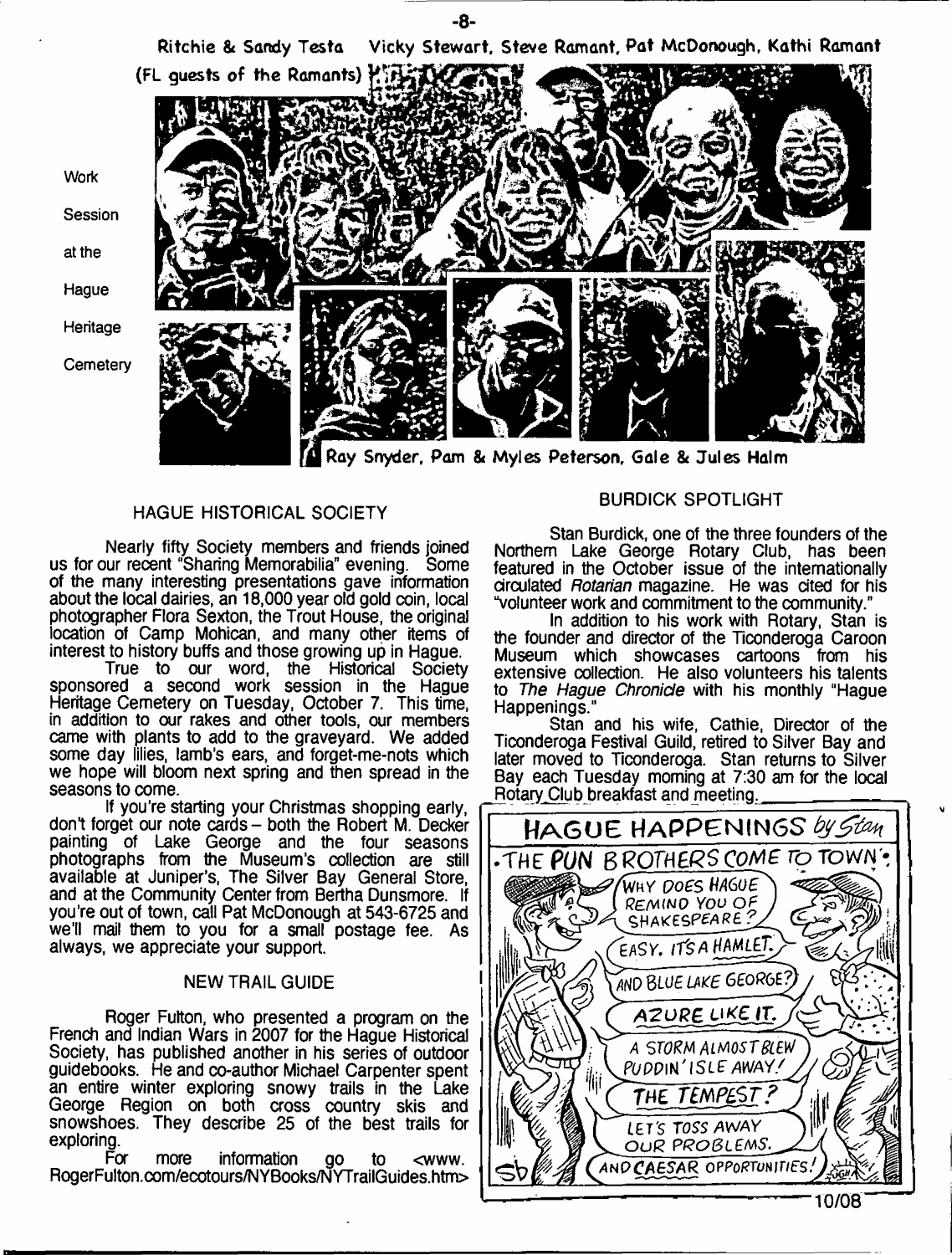Ritchie & Sandy Testa Vicky Stewart, Steve Ramant, Pat McDonough, Kathi Ramant

(FL guests of the Ramants)

Work Session at the Hague Heritage Cemetery

Ray Snyder, Pam & Myles Peterson, Gale & Jules Halm

## HAGUE HISTORICAL SOCIETY

Nearly fifty Society members and friends joined us for our recent "Sharing Memorabilia" evening. Some of the many interesting presentations gave information about the local dairies, an 18,000 year old gold coin, local photographer Flora Sexton, the Trout House, the original location of Camp Mohican, and many other items of interest to history buffs and those growing up in Hague.

True to our word, the Historical Society sponsored a second work session in the Hague Heritage Cemetery on Tuesday, October 7. This time, in addition to our rakes and other tools, our members came with plants to add to the graveyard. We added some day lilies, lamb's ears, and forget-me-nots which we hope will bloom next spring and then spread in the seasons to come.

If you're starting your Christmas shopping early, don't forget our note cards – both the Robert M. Decker painting of Lake George and the four seasons photographs from the Museum's collection are still available at Juniper's, The Silver Bay General Store, and at the Community Center from Bertha Dunsmore. If you're out of town, call Pat McDonough at 543-6725 and we'll mail them to you for a small postage fee. As always, we appreciate your support.

## NEW TRAIL GUIDE

Roger Fulton, who presented a program on the French and Indian Wars in 2007 for the Hague Historical Society, has published another in his series of outdoor guidebooks. He and co-author Michael Carpenter spent an entire winter exploring snowy trails in the Lake George Region on both cross country skis and snowshoes. They describe 25 of the best trails for exploring.

For more information go to <www.RogerFulton.com/ecotours/NYBooks/NYTrailGuides.htm>

## BURDICK SPOTLIGHT

Stan Burdick, one of the three founders of the Northern Lake George Rotary Club, has been featured in the October issue of the internationally circulated *Rotarian* magazine. He was cited for his "volunteer work and commitment to the community."

In addition to his work with Rotary, Stan is the founder and director of the Ticonderoga Caroon Museum which showcases cartoons from his extensive collection. He also volunteers his talents to *The Hague Chronicle* with his monthly "Hague Happenings."

Stan and his wife, Cathie, Director of the Ticonderoga Festival Guild, retired to Silver Bay and later moved to Ticonderoga. Stan returns to Silver Bay each Tuesday morning at 7:30 am for the local Rotary Club breakfast and meeting.

HAGUE HAPPENINGS by Stan

THE PUN BROTHERS COME TO TOWN

WHY DOES HAGUE REMIND YOU OF SHAKESPEARE?

EASY. IT'S A HAMLET.

AND BLUE LAKE GEORGE?

AZURE LIKE IT.

A STORM ALMOST BLEW PUDDIN' ISLE AWAY!

THE TEMPEST?

LET'S TOSS AWAY OUR PROBLEMS.

AND CAESAR OPPORTUNITIES!

10/08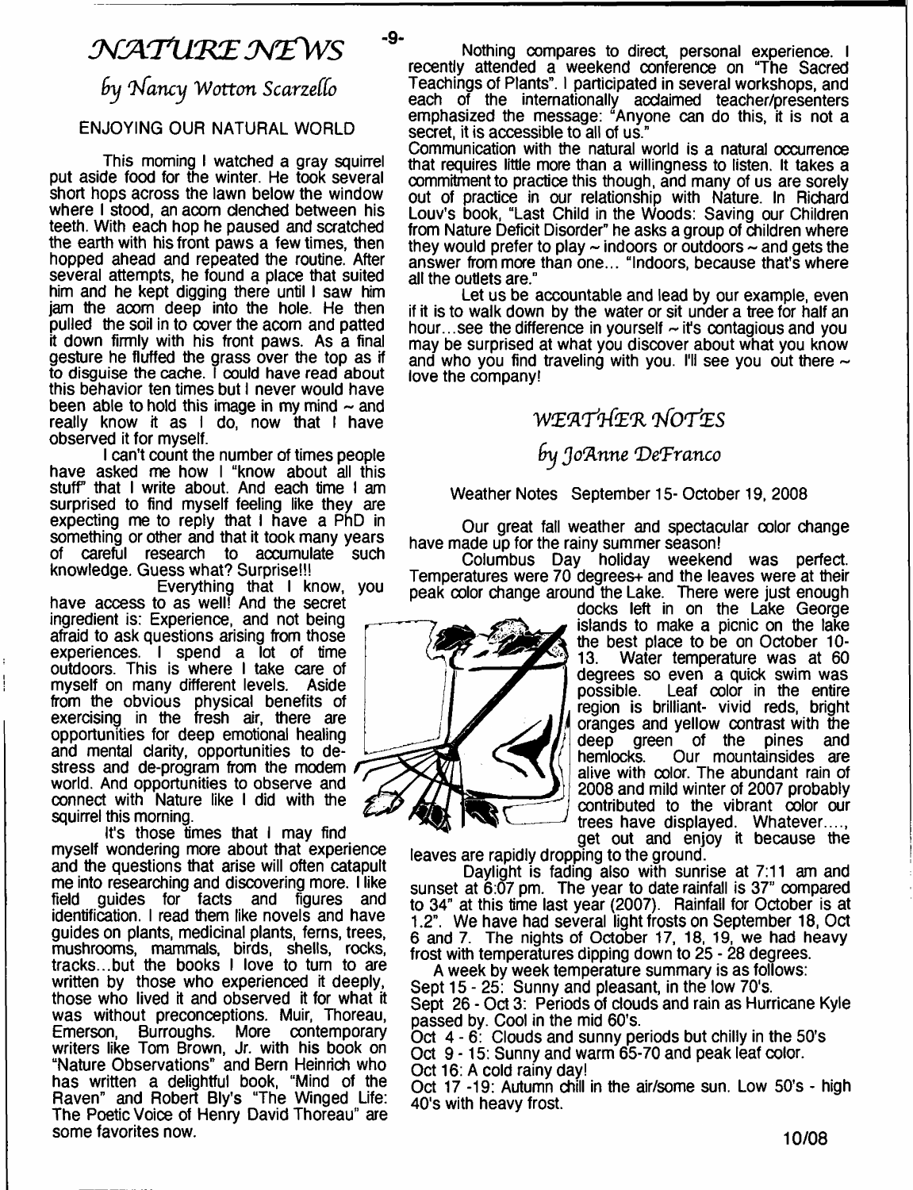# NATURE NEWS

*by Nancy Wotton Scarzello*

## ENJOYING OUR NATURAL WORLD

This morning I watched a gray squirrel put aside food for the winter. He took several short hops across the lawn below the window where I stood, an acorn clenched between his teeth. With each hop he paused and scratched the earth with his front paws a few times, then hopped ahead and repeated the routine. After several attempts, he found a place that suited him and he kept digging there until I saw him jam the acorn deep into the hole. He then pulled the soil in to cover the acorn and patted it down firmly with his front paws. As a final gesture he fluffed the grass over the top as if to disguise the cache. I could have read about this behavior ten times but I never would have been able to hold this image in my mind ~ and really know it as I do, now that I have observed it for myself.

I can't count the number of times people have asked me how I "know about all this stuff" that I write about. And each time I am surprised to find myself feeling like they are expecting me to reply that I have a PhD in something or other and that it took many years of careful research to accumulate such knowledge. Guess what? Surprise!!!

Everything that I know, you have access to as well! And the secret ingredient is: Experience, and not being afraid to ask questions arising from those experiences. I spend a lot of time outdoors. This is where I take care of myself on many different levels. Aside from the obvious physical benefits of exercising in the fresh air, there are opportunities for deep emotional healing and mental clarity, opportunities to de-stress and de-program from the modern world. And opportunities to observe and connect with Nature like I did with the squirrel this morning.

It's those times that I may find myself wondering more about that experience and the questions that arise will often catapult me into researching and discovering more. I like field guides for facts and figures and identification. I read them like novels and have guides on plants, medicinal plants, ferns, trees, mushrooms, mammals, birds, shells, rocks, tracks...but the books I love to turn to are written by those who experienced it deeply, those who lived it and observed it for what it was without preconceptions. Muir, Thoreau, Emerson, Burroughs. More contemporary writers like Tom Brown, Jr. with his book on "Nature Observations" and Bern Heinrich who has written a delightful book, "Mind of the Raven" and Robert Bly's "The Winged Life: The Poetic Voice of Henry David Thoreau" are some favorites now.

Nothing compares to direct, personal experience. I recently attended a weekend conference on "The Sacred Teachings of Plants". I participated in several workshops, and each of the internationally acclaimed teacher/presenters emphasized the message: "Anyone can do this, it is not a secret, it is accessible to all of us."

Communication with the natural world is a natural occurrence that requires little more than a willingness to listen. It takes a commitment to practice this though, and many of us are sorely out of practice in our relationship with Nature. In Richard Louv's book, "Last Child in the Woods: Saving our Children from Nature Deficit Disorder" he asks a group of children where they would prefer to play ~ indoors or outdoors ~ and gets the answer from more than one... "Indoors, because that's where all the outlets are."

Let us be accountable and lead by our example, even if it is to walk down by the water or sit under a tree for half an hour...see the difference in yourself ~ it's contagious and you may be surprised at what you discover about what you know and who you find traveling with you. I'll see you out there ~ love the company!

# WEATHER NOTES

*by JoAnne DeFranco*

Weather Notes September 15- October 19, 2008

Our great fall weather and spectacular color change have made up for the rainy summer season!

Columbus Day holiday weekend was perfect. Temperatures were 70 degrees+ and the leaves were at their peak color change around the Lake. There were just enough docks left in on the Lake George islands to make a picnic on the lake the best place to be on October 10-13. Water temperature was at 60 degrees so even a quick swim was possible. Leaf color in the entire region is brilliant- vivid reds, bright oranges and yellow contrast with the deep green of the pines and hemlocks. Our mountainsides are alive with color. The abundant rain of 2008 and mild winter of 2007 probably contributed to the vibrant color our trees have displayed. Whatever...., get out and enjoy it because the leaves are rapidly dropping to the ground.

Daylight is fading also with sunrise at 7:11 am and sunset at 6:07 pm. The year to date rainfall is 37" compared to 34" at this time last year (2007). Rainfall for October is at 1.2". We have had several light frosts on September 18, Oct 6 and 7. The nights of October 17, 18, 19, we had heavy frost with temperatures dipping down to 25 - 28 degrees.

A week by week temperature summary is as follows:

Sept 15 - 25: Sunny and pleasant, in the low 70's.
Sept 26 - Oct 3: Periods of clouds and rain as Hurricane Kyle passed by. Cool in the mid 60's.
Oct 4 - 6: Clouds and sunny periods but chilly in the 50's
Oct 9 - 15: Sunny and warm 65-70 and peak leaf color.
Oct 16: A cold rainy day!
Oct 17 -19: Autumn chill in the air/some sun. Low 50's - high 40's with heavy frost.

10/08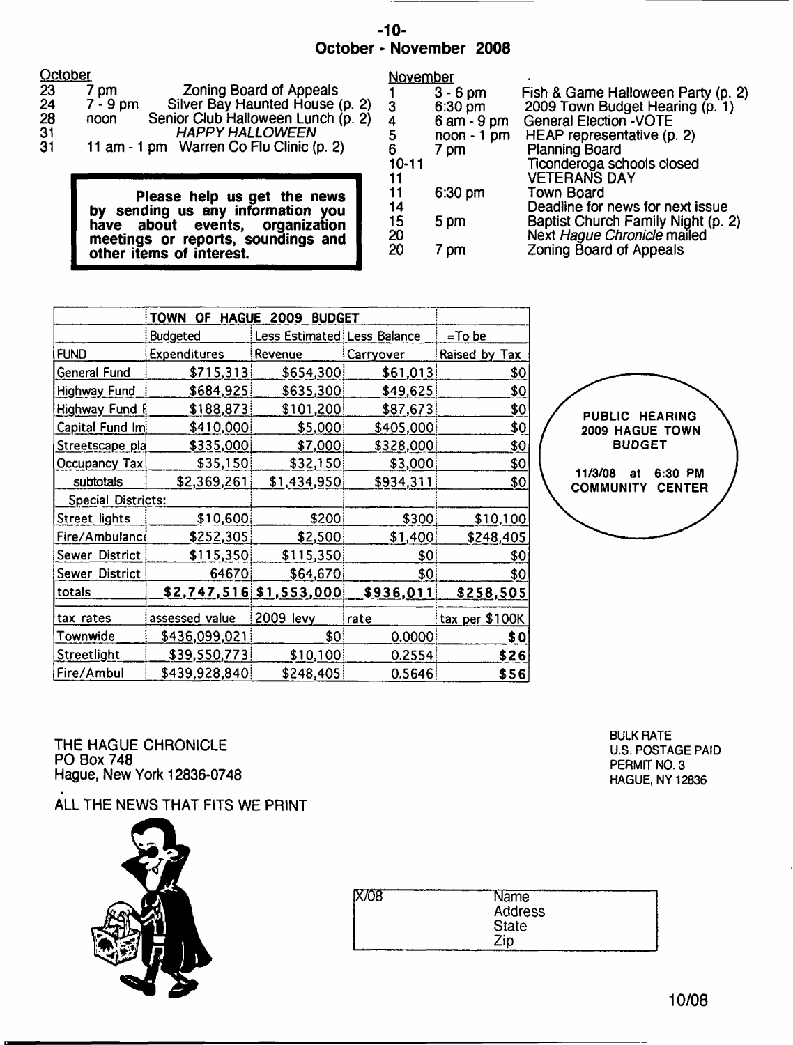# October - November 2008

**October**

| | | |
|---|---|---|
| 23 | 7 pm | Zoning Board of Appeals |
| 24 | 7 - 9 pm | Silver Bay Haunted House (p. 2) |
| 28 | noon | Senior Club Halloween Lunch (p. 2) |
| 31 | | *HAPPY HALLOWEEN* |
| 31 | 11 am - 1 pm | Warren Co Flu Clinic (p. 2) |

**Please help us get the news by sending us any information you have about events, organization meetings or reports, soundings and other items of interest.**

**November**

| | | |
|---|---|---|
| 1 | 3 - 6 pm | Fish & Game Halloween Party (p. 2) |
| 3 | 6:30 pm | 2009 Town Budget Hearing (p. 1) |
| 4 | 6 am - 9 pm | General Election -VOTE |
| 5 | noon - 1 pm | HEAP representative (p. 2) |
| 6 | 7 pm | Planning Board |
| 10-11 | | Ticonderoga schools closed |
| 11 | | VETERANS DAY |
| 11 | 6:30 pm | Town Board |
| 14 | | Deadline for news for next issue |
| 15 | 5 pm | Baptist Church Family Night (p. 2) |
| 20 | | Next *Hague Chronicle* mailed |
| 20 | 7 pm | Zoning Board of Appeals |

| | TOWN OF HAGUE 2009 BUDGET | | | |
|---|---|---|---|---|
| | Budgeted | Less Estimated | Less Balance | =To be |
| FUND | Expenditures | Revenue | Carryover | Raised by Tax |
| General Fund | $715,313 | $654,300 | $61,013 | $0 |
| Highway Fund | $684,925 | $635,300 | $49,625 | $0 |
| Highway Fund F | $188,873 | $101,200 | $87,673 | $0 |
| Capital Fund Im | $410,000 | $5,000 | $405,000 | $0 |
| Streetscape pla | $335,000 | $7,000 | $328,000 | $0 |
| Occupancy Tax | $35,150 | $32,150 | $3,000 | $0 |
| subtotals | $2,369,261 | $1,434,950 | $934,311 | $0 |
| Special Districts: | | | | |
| Street lights | $10,600 | $200 | $300 | $10,100 |
| Fire/Ambulance | $252,305 | $2,500 | $1,400 | $248,405 |
| Sewer District | $115,350 | $115,350 | $0 | $0 |
| Sewer District | 64670 | $64,670 | $0 | $0 |
| totals | **$2,747,516** | **$1,553,000** | **$936,011** | **$258,505** |
| tax rates | assessed value | 2009 levy | rate | tax per $100K |
| Townwide | $436,099,021 | $0 | 0.0000 | **$0** |
| Streetlight | $39,550,773 | $10,100 | 0.2554 | **$26** |
| Fire/Ambul | $439,928,840 | $248,405 | 0.5646 | **$56** |

**PUBLIC HEARING**
**2009 HAGUE TOWN BUDGET**

**11/3/08 at 6:30 PM**
**COMMUNITY CENTER**

THE HAGUE CHRONICLE
PO Box 748
Hague, New York 12836-0748

ALL THE NEWS THAT FITS WE PRINT

BULK RATE
U.S. POSTAGE PAID
PERMIT NO. 3
HAGUE, NY 12836

X/08
Name
Address
State
Zip

10/08